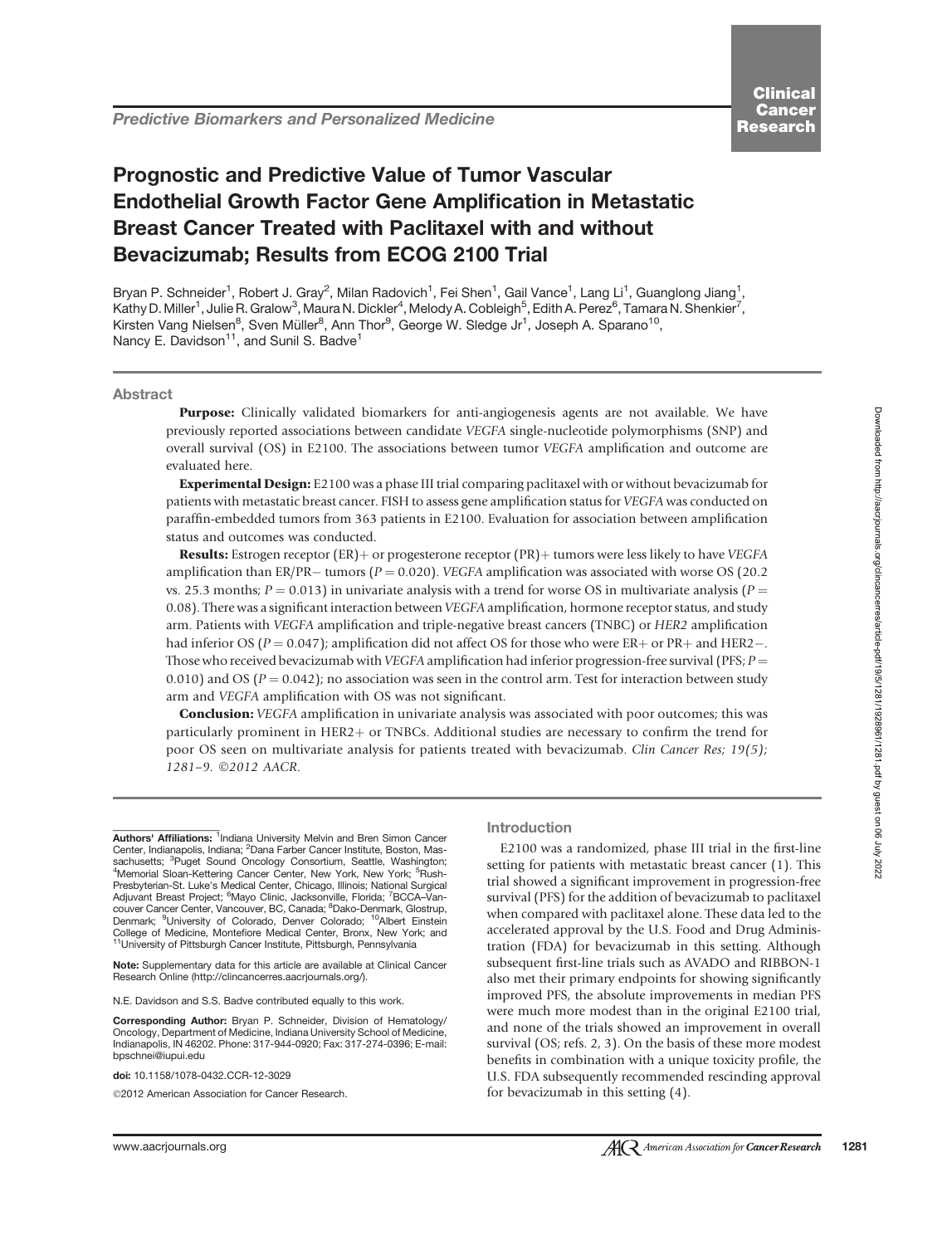Predictive Biomarkers and Personalized Medicine

# Prognostic and Predictive Value of Tumor Vascular Endothelial Growth Factor Gene Amplification in Metastatic Breast Cancer Treated with Paclitaxel with and without Bevacizumab; Results from ECOG 2100 Trial

Bryan P. Schneider[1], Robert J. Gray[2], Milan Radovich[1], Fei Shen[1], Gail Vance[1], Lang Li[1], Guanglong Jiang[1], Kathy D. Miller[1], Julie R. Gralow[3], Maura N. Dickler[4], Melody A. Cobleigh[5], Edith A. Perez[6], Tamara N. Shenkier[7], Kirsten Vang Nielsen[8], Sven Müller[8], Ann Thor[9], George W. Sledge Jr[1], Joseph A. Sparano[10], Nancy E. Davidson[11], and Sunil S. Badve[1]

## Abstract

**Purpose:** Clinically validated biomarkers for anti-angiogenesis agents are not available. We have previously reported associations between candidate *VEGFA* single-nucleotide polymorphisms (SNP) and overall survival (OS) in E2100. The associations between tumor *VEGFA* amplification and outcome are evaluated here.

**Experimental Design:** E2100 was a phase III trial comparing paclitaxel with or without bevacizumab for patients with metastatic breast cancer. FISH to assess gene amplification status for *VEGFA* was conducted on paraffin-embedded tumors from 363 patients in E2100. Evaluation for association between amplification status and outcomes was conducted.

**Results:** Estrogen receptor (ER)+ or progesterone receptor (PR)+ tumors were less likely to have *VEGFA* amplification than ER/PR− tumors ($P = 0.020$). *VEGFA* amplification was associated with worse OS (20.2 vs. 25.3 months; $P = 0.013$) in univariate analysis with a trend for worse OS in multivariate analysis ($P = 0.08$). There was a significant interaction between *VEGFA* amplification, hormone receptor status, and study arm. Patients with *VEGFA* amplification and triple-negative breast cancers (TNBC) or *HER2* amplification had inferior OS ($P = 0.047$); amplification did not affect OS for those who were ER+ or PR+ and HER2−. Those who received bevacizumab with *VEGFA* amplification had inferior progression-free survival (PFS; $P = 0.010$) and OS ($P = 0.042$); no association was seen in the control arm. Test for interaction between study arm and *VEGFA* amplification with OS was not significant.

**Conclusion:** *VEGFA* amplification in univariate analysis was associated with poor outcomes; this was particularly prominent in HER2+ or TNBCs. Additional studies are necessary to confirm the trend for poor OS seen on multivariate analysis for patients treated with bevacizumab. *Clin Cancer Res; 19(5); 1281–9. ©2012 AACR.*

**Authors' Affiliations:** [1]Indiana University Melvin and Bren Simon Cancer Center, Indianapolis, Indiana; [2]Dana Farber Cancer Institute, Boston, Massachusetts; [3]Puget Sound Oncology Consortium, Seattle, Washington; [4]Memorial Sloan-Kettering Cancer Center, New York, New York; [5]Rush-Presbyterian-St. Luke's Medical Center, Chicago, Illinois; National Surgical Adjuvant Breast Project; [6]Mayo Clinic, Jacksonville, Florida; [7]BCCA–Vancouver Cancer Center, Vancouver, BC, Canada; [8]Dako-Denmark, Glostrup, Denmark; [9]University of Colorado, Denver Colorado; [10]Albert Einstein College of Medicine, Montefiore Medical Center, Bronx, New York; and [11]University of Pittsburgh Cancer Institute, Pittsburgh, Pennsylvania

**Note:** Supplementary data for this article are available at Clinical Cancer Research Online (http://clincancerres.aacrjournals.org/).

N.E. Davidson and S.S. Badve contributed equally to this work.

**Corresponding Author:** Bryan P. Schneider, Division of Hematology/Oncology, Department of Medicine, Indiana University School of Medicine, Indianapolis, IN 46202. Phone: 317-944-0920; Fax: 317-274-0396; E-mail: bpschnei@iupui.edu

**doi:** 10.1158/1078-0432.CCR-12-3029

©2012 American Association for Cancer Research.

## Introduction

E2100 was a randomized, phase III trial in the first-line setting for patients with metastatic breast cancer (1). This trial showed a significant improvement in progression-free survival (PFS) for the addition of bevacizumab to paclitaxel when compared with paclitaxel alone. These data led to the accelerated approval by the U.S. Food and Drug Administration (FDA) for bevacizumab in this setting. Although subsequent first-line trials such as AVADO and RIBBON-1 also met their primary endpoints for showing significantly improved PFS, the absolute improvements in median PFS were much more modest than in the original E2100 trial, and none of the trials showed an improvement in overall survival (OS; refs. 2, 3). On the basis of these more modest benefits in combination with a unique toxicity profile, the U.S. FDA subsequently recommended rescinding approval for bevacizumab in this setting (4).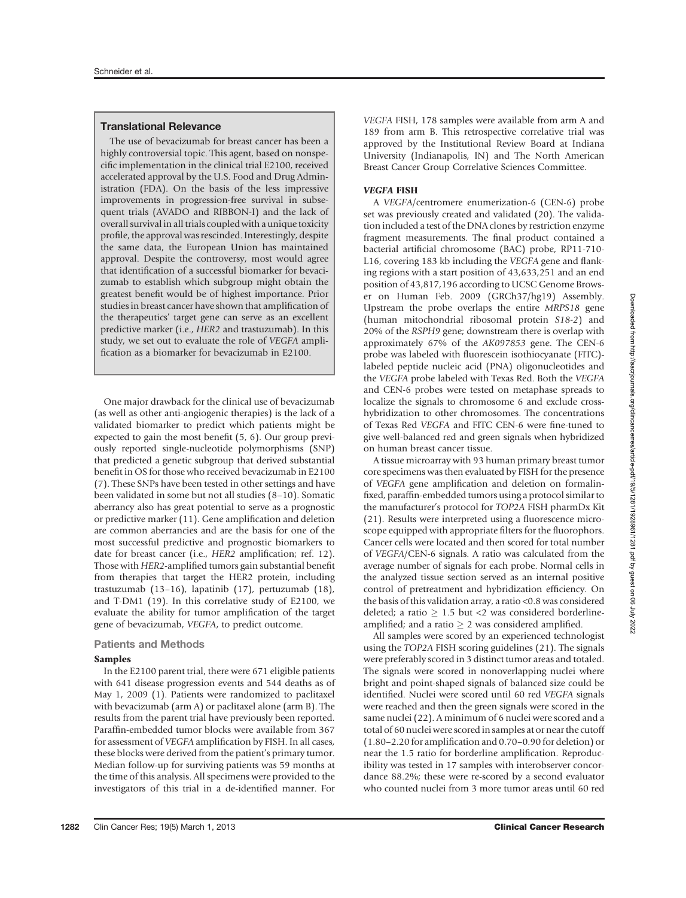## Translational Relevance

The use of bevacizumab for breast cancer has been a highly controversial topic. This agent, based on nonspecific implementation in the clinical trial E2100, received accelerated approval by the U.S. Food and Drug Administration (FDA). On the basis of the less impressive improvements in progression-free survival in subsequent trials (AVADO and RIBBON-I) and the lack of overall survival in all trials coupled with a unique toxicity profile, the approval was rescinded. Interestingly, despite the same data, the European Union has maintained approval. Despite the controversy, most would agree that identification of a successful biomarker for bevacizumab to establish which subgroup might obtain the greatest benefit would be of highest importance. Prior studies in breast cancer have shown that amplification of the therapeutics' target gene can serve as an excellent predictive marker (i.e., *HER2* and trastuzumab). In this study, we set out to evaluate the role of *VEGFA* amplification as a biomarker for bevacizumab in E2100.

One major drawback for the clinical use of bevacizumab (as well as other anti-angiogenic therapies) is the lack of a validated biomarker to predict which patients might be expected to gain the most benefit (5, 6). Our group previously reported single-nucleotide polymorphisms (SNP) that predicted a genetic subgroup that derived substantial benefit in OS for those who received bevacizumab in E2100 (7). These SNPs have been tested in other settings and have been validated in some but not all studies (8–10). Somatic aberrancy also has great potential to serve as a prognostic or predictive marker (11). Gene amplification and deletion are common aberrancies and are the basis for one of the most successful predictive and prognostic biomarkers to date for breast cancer (i.e., *HER2* amplification; ref. 12). Those with *HER2*-amplified tumors gain substantial benefit from therapies that target the HER2 protein, including trastuzumab (13–16), lapatinib (17), pertuzumab (18), and T-DM1 (19). In this correlative study of E2100, we evaluate the ability for tumor amplification of the target gene of bevacizumab, *VEGFA*, to predict outcome.

## Patients and Methods

### Samples

In the E2100 parent trial, there were 671 eligible patients with 641 disease progression events and 544 deaths as of May 1, 2009 (1). Patients were randomized to paclitaxel with bevacizumab (arm A) or paclitaxel alone (arm B). The results from the parent trial have previously been reported. Paraffin-embedded tumor blocks were available from 367 for assessment of *VEGFA* amplification by FISH. In all cases, these blocks were derived from the patient's primary tumor. Median follow-up for surviving patients was 59 months at the time of this analysis. All specimens were provided to the investigators of this trial in a de-identified manner. For *VEGFA* FISH, 178 samples were available from arm A and 189 from arm B. This retrospective correlative trial was approved by the Institutional Review Board at Indiana University (Indianapolis, IN) and The North American Breast Cancer Group Correlative Sciences Committee.

### *VEGFA* FISH

A *VEGFA*/centromere enumerization-6 (CEN-6) probe set was previously created and validated (20). The validation included a test of the DNA clones by restriction enzyme fragment measurements. The final product contained a bacterial artificial chromosome (BAC) probe, RP11-710-L16, covering 183 kb including the *VEGFA* gene and flanking regions with a start position of 43,633,251 and an end position of 43,817,196 according to UCSC Genome Browser on Human Feb. 2009 (GRCh37/hg19) Assembly. Upstream the probe overlaps the entire *MRPS18* gene (human mitochondrial ribosomal protein *S18-2*) and 20% of the *RSPH9* gene; downstream there is overlap with approximately 67% of the *AK097853* gene. The CEN-6 probe was labeled with fluorescein isothiocyanate (FITC)-labeled peptide nucleic acid (PNA) oligonucleotides and the *VEGFA* probe labeled with Texas Red. Both the *VEGFA* and CEN-6 probes were tested on metaphase spreads to localize the signals to chromosome 6 and exclude cross-hybridization to other chromosomes. The concentrations of Texas Red *VEGFA* and FITC CEN-6 were fine-tuned to give well-balanced red and green signals when hybridized on human breast cancer tissue.

A tissue microarray with 93 human primary breast tumor core specimens was then evaluated by FISH for the presence of *VEGFA* gene amplification and deletion on formalin-fixed, paraffin-embedded tumors using a protocol similar to the manufacturer's protocol for *TOP2A* FISH pharmDx Kit (21). Results were interpreted using a fluorescence microscope equipped with appropriate filters for the fluorophors. Cancer cells were located and then scored for total number of *VEGFA*/CEN-6 signals. A ratio was calculated from the average number of signals for each probe. Normal cells in the analyzed tissue section served as an internal positive control of pretreatment and hybridization efficiency. On the basis of this validation array, a ratio $<0.8$ was considered deleted; a ratio $\geq 1.5$ but $<2$ was considered borderline-amplified; and a ratio $\geq 2$ was considered amplified.

All samples were scored by an experienced technologist using the *TOP2A* FISH scoring guidelines (21). The signals were preferably scored in 3 distinct tumor areas and totaled. The signals were scored in nonoverlapping nuclei where bright and point-shaped signals of balanced size could be identified. Nuclei were scored until 60 red *VEGFA* signals were reached and then the green signals were scored in the same nuclei (22). A minimum of 6 nuclei were scored and a total of 60 nuclei were scored in samples at or near the cutoff (1.80–2.20 for amplification and 0.70–0.90 for deletion) or near the 1.5 ratio for borderline amplification. Reproducibility was tested in 17 samples with interobserver concordance 88.2%; these were re-scored by a second evaluator who counted nuclei from 3 more tumor areas until 60 red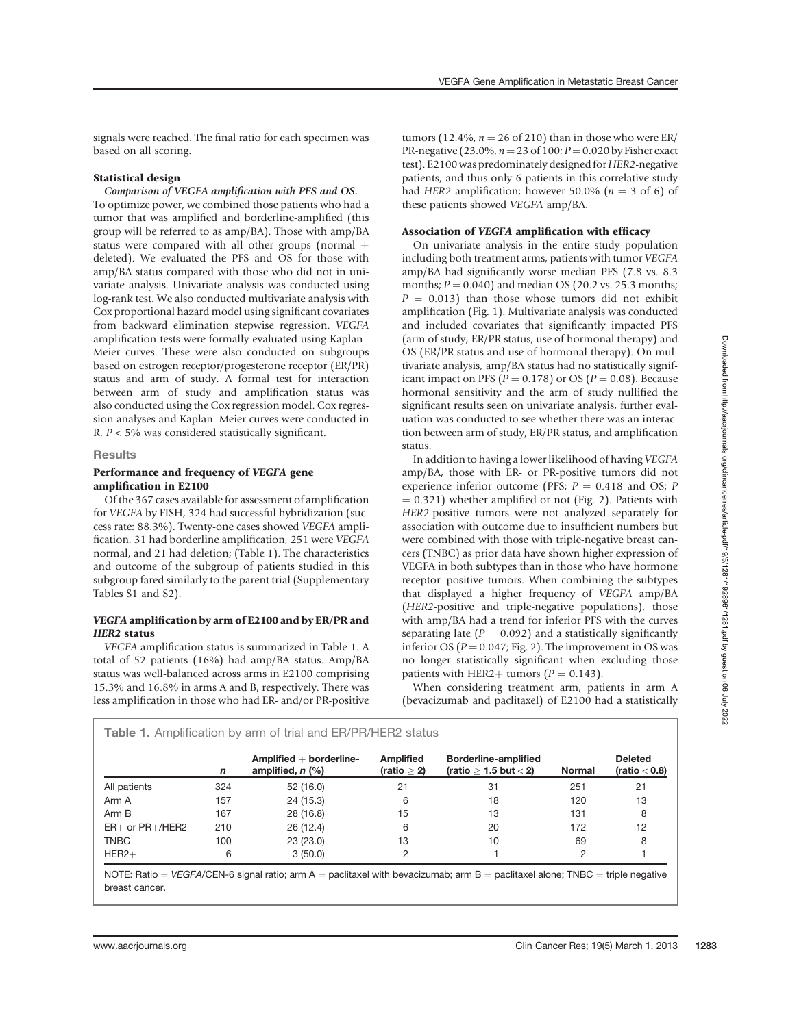signals were reached. The final ratio for each specimen was based on all scoring.

### Statistical design

*Comparison of VEGFA amplification with PFS and OS.* To optimize power, we combined those patients who had a tumor that was amplified and borderline-amplified (this group will be referred to as amp/BA). Those with amp/BA status were compared with all other groups (normal + deleted). We evaluated the PFS and OS for those with amp/BA status compared with those who did not in univariate analysis. Univariate analysis was conducted using log-rank test. We also conducted multivariate analysis with Cox proportional hazard model using significant covariates from backward elimination stepwise regression. *VEGFA* amplification tests were formally evaluated using Kaplan–Meier curves. These were also conducted on subgroups based on estrogen receptor/progesterone receptor (ER/PR) status and arm of study. A formal test for interaction between arm of study and amplification status was also conducted using the Cox regression model. Cox regression analyses and Kaplan–Meier curves were conducted in R. $P < 5\%$ was considered statistically significant.

## Results

### Performance and frequency of *VEGFA* gene amplification in E2100

Of the 367 cases available for assessment of amplification for *VEGFA* by FISH, 324 had successful hybridization (success rate: 88.3%). Twenty-one cases showed *VEGFA* amplification, 31 had borderline amplification, 251 were *VEGFA* normal, and 21 had deletion; (Table 1). The characteristics and outcome of the subgroup of patients studied in this subgroup fared similarly to the parent trial (Supplementary Tables S1 and S2).

### *VEGFA* amplification by arm of E2100 and by ER/PR and *HER2* status

*VEGFA* amplification status is summarized in Table 1. A total of 52 patients (16%) had amp/BA status. Amp/BA status was well-balanced across arms in E2100 comprising 15.3% and 16.8% in arms A and B, respectively. There was less amplification in those who had ER- and/or PR-positive tumors (12.4%, $n = 26$ of 210) than in those who were ER/PR-negative (23.0%, $n = 23$ of 100; $P = 0.020$ by Fisher exact test). E2100 was predominately designed for *HER2*-negative patients, and thus only 6 patients in this correlative study had *HER2* amplification; however 50.0% ($n = 3$ of 6) of these patients showed *VEGFA* amp/BA.

### Association of *VEGFA* amplification with efficacy

On univariate analysis in the entire study population including both treatment arms, patients with tumor *VEGFA* amp/BA had significantly worse median PFS (7.8 vs. 8.3 months; $P = 0.040$) and median OS (20.2 vs. 25.3 months; $P = 0.013$) than those whose tumors did not exhibit amplification (Fig. 1). Multivariate analysis was conducted and included covariates that significantly impacted PFS (arm of study, ER/PR status, use of hormonal therapy) and OS (ER/PR status and use of hormonal therapy). On multivariate analysis, amp/BA status had no statistically significant impact on PFS ($P = 0.178$) or OS ($P = 0.08$). Because hormonal sensitivity and the arm of study nullified the significant results seen on univariate analysis, further evaluation was conducted to see whether there was an interaction between arm of study, ER/PR status, and amplification status.

In addition to having a lower likelihood of having *VEGFA* amp/BA, those with ER- or PR-positive tumors did not experience inferior outcome (PFS; $P = 0.418$ and OS; $P = 0.321$) whether amplified or not (Fig. 2). Patients with *HER2*-positive tumors were not analyzed separately for association with outcome due to insufficient numbers but were combined with those with triple-negative breast cancers (TNBC) as prior data have shown higher expression of VEGFA in both subtypes than in those who have hormone receptor–positive tumors. When combining the subtypes that displayed a higher frequency of *VEGFA* amp/BA (*HER2*-positive and triple-negative populations), those with amp/BA had a trend for inferior PFS with the curves separating late ($P = 0.092$) and a statistically significantly inferior OS ($P = 0.047$; Fig. 2). The improvement in OS was no longer statistically significant when excluding those patients with HER2+ tumors ($P = 0.143$).

When considering treatment arm, patients in arm A (bevacizumab and paclitaxel) of E2100 had a statistically

**Table 1.** Amplification by arm of trial and ER/PR/HER2 status

| | *n* | Amplified + borderline-amplified, *n* (%) | Amplified (ratio ≥ 2) | Borderline-amplified (ratio ≥ 1.5 but < 2) | Normal | Deleted (ratio < 0.8) |
|---|---|---|---|---|---|---|
| All patients | 324 | 52 (16.0) | 21 | 31 | 251 | 21 |
| Arm A | 157 | 24 (15.3) | 6 | 18 | 120 | 13 |
| Arm B | 167 | 28 (16.8) | 15 | 13 | 131 | 8 |
| ER+ or PR+/HER2− | 210 | 26 (12.4) | 6 | 20 | 172 | 12 |
| TNBC | 100 | 23 (23.0) | 13 | 10 | 69 | 8 |
| HER2+ | 6 | 3 (50.0) | 2 | 1 | 2 | 1 |

NOTE: Ratio = *VEGFA*/CEN-6 signal ratio; arm A = paclitaxel with bevacizumab; arm B = paclitaxel alone; TNBC = triple negative breast cancer.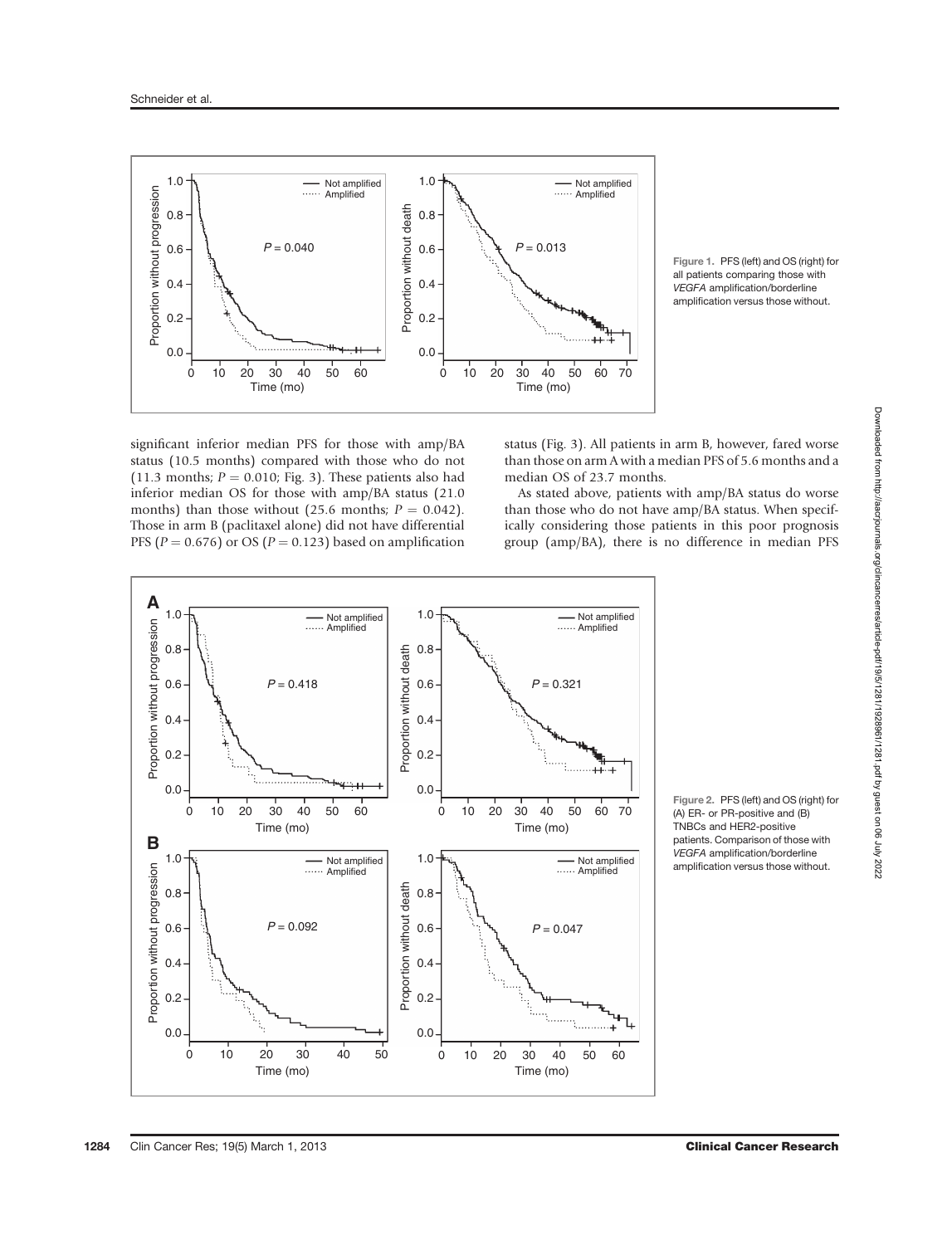Figure 1. PFS (left) and OS (right) for all patients comparing those with *VEGFA* amplification/borderline amplification versus those without.

significant inferior median PFS for those with amp/BA status (10.5 months) compared with those who do not (11.3 months; $P = 0.010$; Fig. 3). These patients also had inferior median OS for those with amp/BA status (21.0 months) than those without (25.6 months; $P = 0.042$). Those in arm B (paclitaxel alone) did not have differential PFS ($P = 0.676$) or OS ($P = 0.123$) based on amplification status (Fig. 3). All patients in arm B, however, fared worse than those on arm A with a median PFS of 5.6 months and a median OS of 23.7 months.

As stated above, patients with amp/BA status do worse than those who do not have amp/BA status. When specifically considering those patients in this poor prognosis group (amp/BA), there is no difference in median PFS

Figure 2. PFS (left) and OS (right) for (A) ER- or PR-positive and (B) TNBCs and HER2-positive patients. Comparison of those with *VEGFA* amplification/borderline amplification versus those without.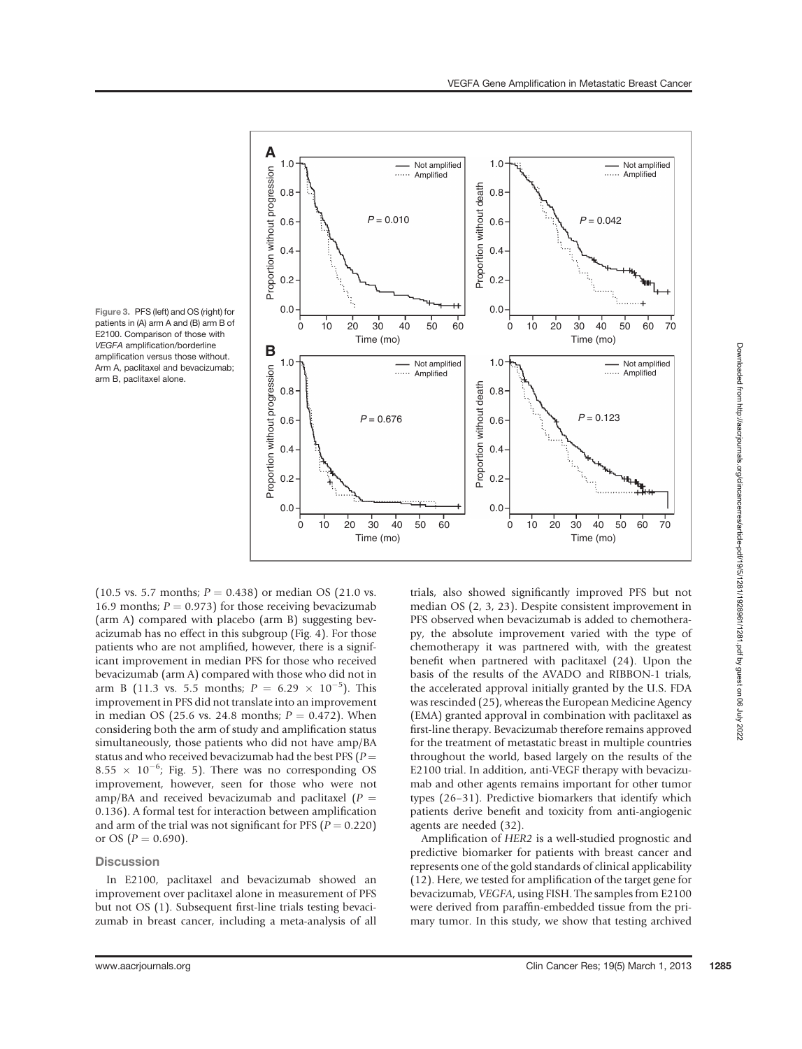Figure 3. PFS (left) and OS (right) for patients in (A) arm A and (B) arm B of E2100. Comparison of those with *VEGFA* amplification/borderline amplification versus those without. Arm A, paclitaxel and bevacizumab; arm B, paclitaxel alone.

(10.5 vs. 5.7 months; $P = 0.438$) or median OS (21.0 vs. 16.9 months; $P = 0.973$) for those receiving bevacizumab (arm A) compared with placebo (arm B) suggesting bevacizumab has no effect in this subgroup (Fig. 4). For those patients who are not amplified, however, there is a significant improvement in median PFS for those who received bevacizumab (arm A) compared with those who did not in arm B (11.3 vs. 5.5 months; $P = 6.29 \times 10^{-5}$). This improvement in PFS did not translate into an improvement in median OS (25.6 vs. 24.8 months; $P = 0.472$). When considering both the arm of study and amplification status simultaneously, those patients who did not have amp/BA status and who received bevacizumab had the best PFS ($P = 8.55 \times 10^{-6}$; Fig. 5). There was no corresponding OS improvement, however, seen for those who were not amp/BA and received bevacizumab and paclitaxel ($P = 0.136$). A formal test for interaction between amplification and arm of the trial was not significant for PFS ($P = 0.220$) or OS ($P = 0.690$).

## Discussion

In E2100, paclitaxel and bevacizumab showed an improvement over paclitaxel alone in measurement of PFS but not OS (1). Subsequent first-line trials testing bevacizumab in breast cancer, including a meta-analysis of all trials, also showed significantly improved PFS but not median OS (2, 3, 23). Despite consistent improvement in PFS observed when bevacizumab is added to chemotherapy, the absolute improvement varied with the type of chemotherapy it was partnered with, with the greatest benefit when partnered with paclitaxel (24). Upon the basis of the results of the AVADO and RIBBON-1 trials, the accelerated approval initially granted by the U.S. FDA was rescinded (25), whereas the European Medicine Agency (EMA) granted approval in combination with paclitaxel as first-line therapy. Bevacizumab therefore remains approved for the treatment of metastatic breast in multiple countries throughout the world, based largely on the results of the E2100 trial. In addition, anti-VEGF therapy with bevacizumab and other agents remains important for other tumor types (26–31). Predictive biomarkers that identify which patients derive benefit and toxicity from anti-angiogenic agents are needed (32).

Amplification of *HER2* is a well-studied prognostic and predictive biomarker for patients with breast cancer and represents one of the gold standards of clinical applicability (12). Here, we tested for amplification of the target gene for bevacizumab, *VEGFA*, using FISH. The samples from E2100 were derived from paraffin-embedded tissue from the primary tumor. In this study, we show that testing archived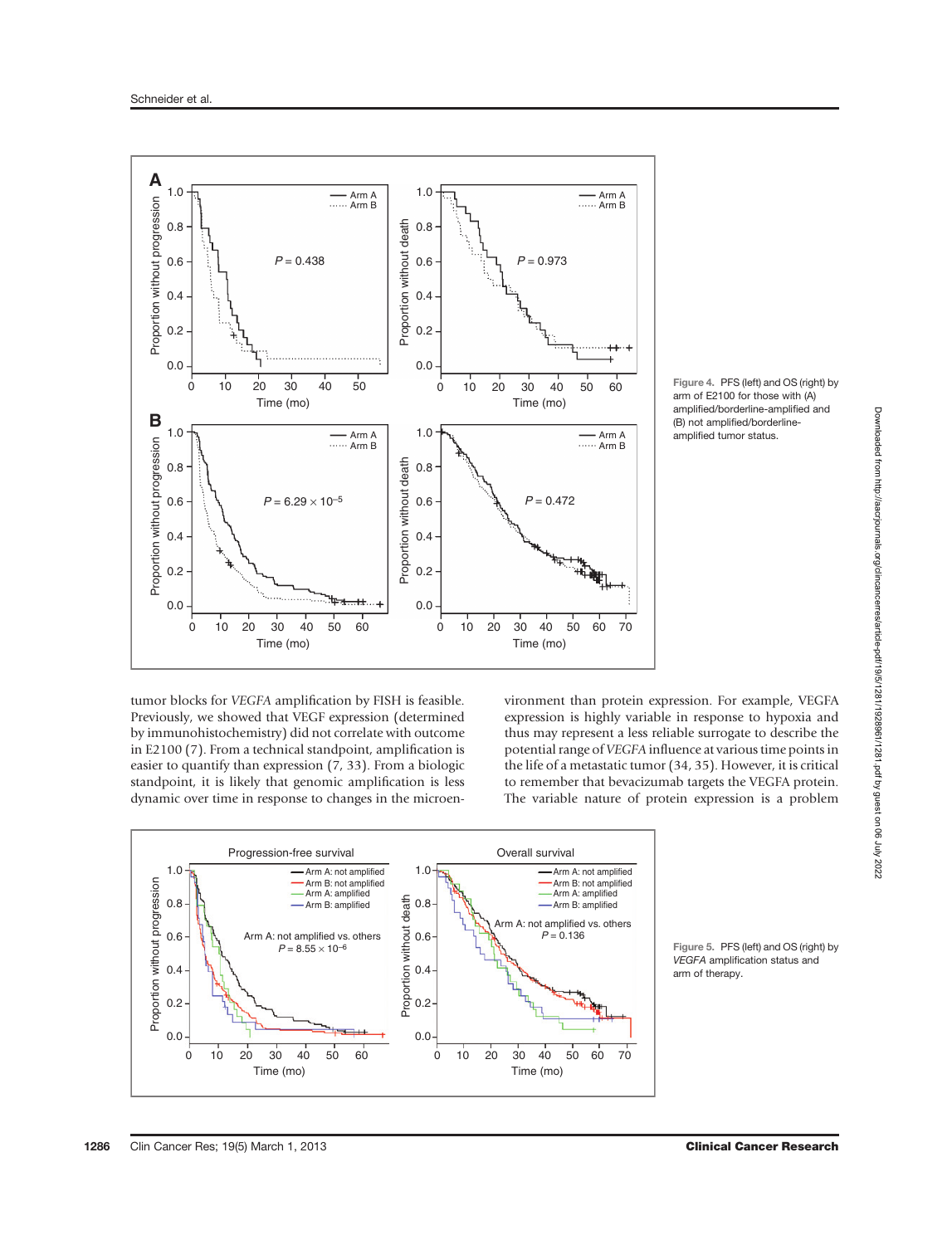Figure 4. PFS (left) and OS (right) by arm of E2100 for those with (A) amplified/borderline-amplified and (B) not amplified/borderline-amplified tumor status.

tumor blocks for *VEGFA* amplification by FISH is feasible. Previously, we showed that VEGF expression (determined by immunohistochemistry) did not correlate with outcome in E2100 (7). From a technical standpoint, amplification is easier to quantify than expression (7, 33). From a biologic standpoint, it is likely that genomic amplification is less dynamic over time in response to changes in the microenvironment than protein expression. For example, VEGFA expression is highly variable in response to hypoxia and thus may represent a less reliable surrogate to describe the potential range of *VEGFA* influence at various time points in the life of a metastatic tumor (34, 35). However, it is critical to remember that bevacizumab targets the VEGFA protein. The variable nature of protein expression is a problem

Figure 5. PFS (left) and OS (right) by *VEGFA* amplification status and arm of therapy.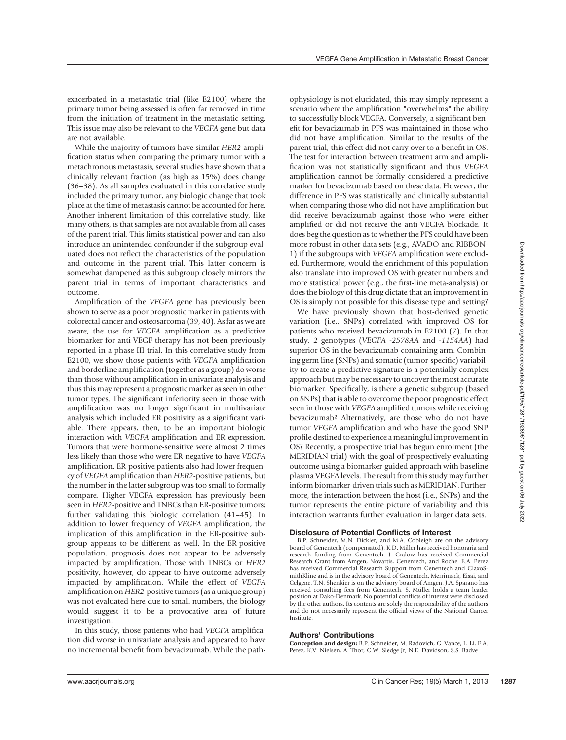exacerbated in a metastatic trial (like E2100) where the primary tumor being assessed is often far removed in time from the initiation of treatment in the metastatic setting. This issue may also be relevant to the *VEGFA* gene but data are not available.

While the majority of tumors have similar *HER2* amplification status when comparing the primary tumor with a metachronous metastasis, several studies have shown that a clinically relevant fraction (as high as 15%) does change (36–38). As all samples evaluated in this correlative study included the primary tumor, any biologic change that took place at the time of metastasis cannot be accounted for here. Another inherent limitation of this correlative study, like many others, is that samples are not available from all cases of the parent trial. This limits statistical power and can also introduce an unintended confounder if the subgroup evaluated does not reflect the characteristics of the population and outcome in the parent trial. This latter concern is somewhat dampened as this subgroup closely mirrors the parent trial in terms of important characteristics and outcome.

Amplification of the *VEGFA* gene has previously been shown to serve as a poor prognostic marker in patients with colorectal cancer and osteosarcoma (39, 40). As far as we are aware, the use for *VEGFA* amplification as a predictive biomarker for anti-VEGF therapy has not been previously reported in a phase III trial. In this correlative study from E2100, we show those patients with *VEGFA* amplification and borderline amplification (together as a group) do worse than those without amplification in univariate analysis and thus this may represent a prognostic marker as seen in other tumor types. The significant inferiority seen in those with amplification was no longer significant in multivariate analysis which included ER positivity as a significant variable. There appears, then, to be an important biologic interaction with *VEGFA* amplification and ER expression. Tumors that were hormone-sensitive were almost 2 times less likely than those who were ER-negative to have *VEGFA* amplification. ER-positive patients also had lower frequency of *VEGFA* amplification than *HER2*-positive patients, but the number in the latter subgroup was too small to formally compare. Higher VEGFA expression has previously been seen in *HER2*-positive and TNBCs than ER-positive tumors; further validating this biologic correlation (41–45). In addition to lower frequency of *VEGFA* amplification, the implication of this amplification in the ER-positive subgroup appears to be different as well. In the ER-positive population, prognosis does not appear to be adversely impacted by amplification. Those with TNBCs or *HER2* positivity, however, do appear to have outcome adversely impacted by amplification. While the effect of *VEGFA* amplification on *HER2*-positive tumors (as a unique group) was not evaluated here due to small numbers, the biology would suggest it to be a provocative area of future investigation.

In this study, those patients who had *VEGFA* amplification did worse in univariate analysis and appeared to have no incremental benefit from bevacizumab. While the pathophysiology is not elucidated, this may simply represent a scenario where the amplification "overwhelms" the ability to successfully block VEGFA. Conversely, a significant benefit for bevacizumab in PFS was maintained in those who did not have amplification. Similar to the results of the parent trial, this effect did not carry over to a benefit in OS. The test for interaction between treatment arm and amplification was not statistically significant and thus *VEGFA* amplification cannot be formally considered a predictive marker for bevacizumab based on these data. However, the difference in PFS was statistically and clinically substantial when comparing those who did not have amplification but did receive bevacizumab against those who were either amplified or did not receive the anti-VEGFA blockade. It does beg the question as to whether the PFS could have been more robust in other data sets (e.g., AVADO and RIBBON-1) if the subgroups with *VEGFA* amplification were excluded. Furthermore, would the enrichment of this population also translate into improved OS with greater numbers and more statistical power (e.g., the first-line meta-analysis) or does the biology of this drug dictate that an improvement in OS is simply not possible for this disease type and setting?

We have previously shown that host-derived genetic variation (i.e., SNPs) correlated with improved OS for patients who received bevacizumab in E2100 (7). In that study, 2 genotypes (*VEGFA -2578AA* and *-1154AA*) had superior OS in the bevacizumab-containing arm. Combining germ line (SNPs) and somatic (tumor-specific) variability to create a predictive signature is a potentially complex approach but may be necessary to uncover the most accurate biomarker. Specifically, is there a genetic subgroup (based on SNPs) that is able to overcome the poor prognostic effect seen in those with *VEGFA* amplified tumors while receiving bevacizumab? Alternatively, are those who do not have tumor *VEGFA* amplification and who have the good SNP profile destined to experience a meaningful improvement in OS? Recently, a prospective trial has begun enrolment (the MERIDIAN trial) with the goal of prospectively evaluating outcome using a biomarker-guided approach with baseline plasma VEGFA levels. The result from this study may further inform biomarker-driven trials such as MERIDIAN. Furthermore, the interaction between the host (i.e., SNPs) and the tumor represents the entire picture of variability and this interaction warrants further evaluation in larger data sets.

## Disclosure of Potential Conflicts of Interest

B.P. Schneider, M.N. Dickler, and M.A. Cobleigh are on the advisory board of Genentech (compensated). K.D. Miller has received honoraria and research funding from Genentech. J. Gralow has received Commercial Research Grant from Amgen, Novartis, Genentech, and Roche. E.A. Perez has received Commercial Research Support from Genentech and GlaxoSmithKline and is in the advisory board of Genentech, Merrimack, Eisai, and Celgene. T.N. Shenkier is on the advisory board of Amgen. J.A. Sparano has received consulting fees from Genentech. S. Müller holds a team leader position at Dako-Denmark. No potential conflicts of interest were disclosed by the other authors. Its contents are solely the responsibility of the authors and do not necessarily represent the official views of the National Cancer Institute.

## Authors' Contributions

**Conception and design:** B.P. Schneider, M. Radovich, G. Vance, L. Li, E.A. Perez, K.V. Nielsen, A. Thor, G.W. Sledge Jr, N.E. Davidson, S.S. Badve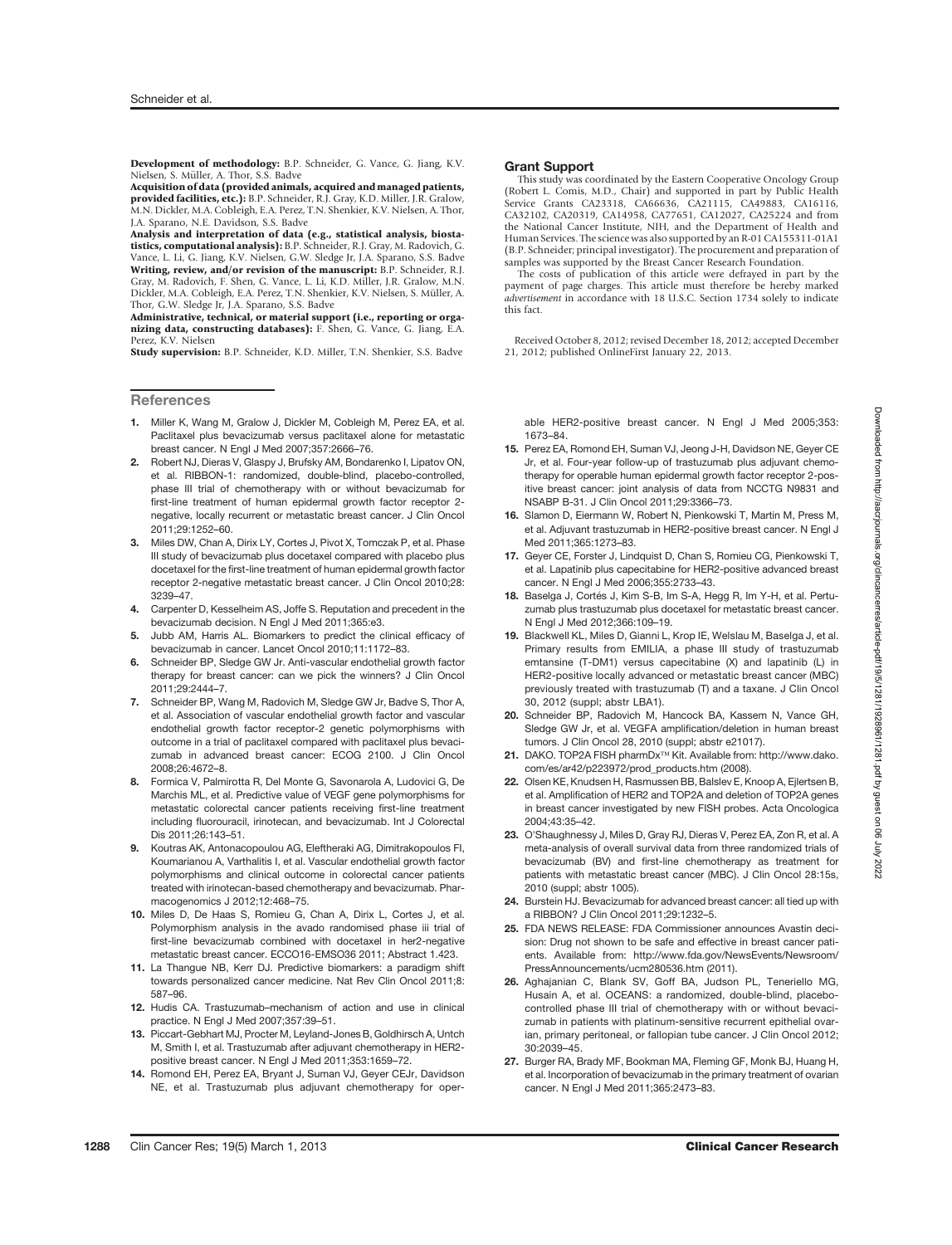**Development of methodology:** B.P. Schneider, G. Vance, G. Jiang, K.V. Nielsen, S. Müller, A. Thor, S.S. Badve

**Acquisition of data (provided animals, acquired and managed patients, provided facilities, etc.):** B.P. Schneider, R.J. Gray, K.D. Miller, J.R. Gralow, M.N. Dickler, M.A. Cobleigh, E.A. Perez, T.N. Shenkier, K.V. Nielsen, A. Thor, J.A. Sparano, N.E. Davidson, S.S. Badve

**Analysis and interpretation of data (e.g., statistical analysis, biostatistics, computational analysis):** B.P. Schneider, R.J. Gray, M. Radovich, G. Vance, L. Li, G. Jiang, K.V. Nielsen, G.W. Sledge Jr, J.A. Sparano, S.S. Badve

**Writing, review, and/or revision of the manuscript:** B.P. Schneider, R.J. Gray, M. Radovich, F. Shen, G. Vance, L. Li, K.D. Miller, J.R. Gralow, M.N. Dickler, M.A. Cobleigh, E.A. Perez, T.N. Shenkier, K.V. Nielsen, S. Müller, A. Thor, G.W. Sledge Jr, J.A. Sparano, S.S. Badve

**Administrative, technical, or material support (i.e., reporting or organizing data, constructing databases):** F. Shen, G. Vance, G. Jiang, E.A. Perez, K.V. Nielsen

**Study supervision:** B.P. Schneider, K.D. Miller, T.N. Shenkier, S.S. Badve

## Grant Support

This study was coordinated by the Eastern Cooperative Oncology Group (Robert L. Comis, M.D., Chair) and supported in part by Public Health Service Grants CA23318, CA66636, CA21115, CA49883, CA16116, CA32102, CA20319, CA14958, CA77651, CA12027, CA25224 and from the National Cancer Institute, NIH, and the Department of Health and Human Services. The science was also supported by an R-01 CA155311-01A1 (B.P. Schneider; principal investigator). The procurement and preparation of samples was supported by the Breast Cancer Research Foundation.

The costs of publication of this article were defrayed in part by the payment of page charges. This article must therefore be hereby marked *advertisement* in accordance with 18 U.S.C. Section 1734 solely to indicate this fact.

Received October 8, 2012; revised December 18, 2012; accepted December 21, 2012; published OnlineFirst January 22, 2013.

## References

1. Miller K, Wang M, Gralow J, Dickler M, Cobleigh M, Perez EA, et al. Paclitaxel plus bevacizumab versus paclitaxel alone for metastatic breast cancer. N Engl J Med 2007;357:2666–76.
2. Robert NJ, Dieras V, Glaspy J, Brufsky AM, Bondarenko I, Lipatov ON, et al. RIBBON-1: randomized, double-blind, placebo-controlled, phase III trial of chemotherapy with or without bevacizumab for first-line treatment of human epidermal growth factor receptor 2-negative, locally recurrent or metastatic breast cancer. J Clin Oncol 2011;29:1252–60.
3. Miles DW, Chan A, Dirix LY, Cortes J, Pivot X, Tomczak P, et al. Phase III study of bevacizumab plus docetaxel compared with placebo plus docetaxel for the first-line treatment of human epidermal growth factor receptor 2-negative metastatic breast cancer. J Clin Oncol 2010;28:3239–47.
4. Carpenter D, Kesselheim AS, Joffe S. Reputation and precedent in the bevacizumab decision. N Engl J Med 2011;365:e3.
5. Jubb AM, Harris AL. Biomarkers to predict the clinical efficacy of bevacizumab in cancer. Lancet Oncol 2010;11:1172–83.
6. Schneider BP, Sledge GW Jr. Anti-vascular endothelial growth factor therapy for breast cancer: can we pick the winners? J Clin Oncol 2011;29:2444–7.
7. Schneider BP, Wang M, Radovich M, Sledge GW Jr, Badve S, Thor A, et al. Association of vascular endothelial growth factor and vascular endothelial growth factor receptor-2 genetic polymorphisms with outcome in a trial of paclitaxel compared with paclitaxel plus bevacizumab in advanced breast cancer: ECOG 2100. J Clin Oncol 2008;26:4672–8.
8. Formica V, Palmirotta R, Del Monte G, Savonarola A, Ludovici G, De Marchis ML, et al. Predictive value of VEGF gene polymorphisms for metastatic colorectal cancer patients receiving first-line treatment including fluorouracil, irinotecan, and bevacizumab. Int J Colorectal Dis 2011;26:143–51.
9. Koutras AK, Antonacopoulou AG, Eleftheraki AG, Dimitrakopoulos FI, Koumarianou A, Varthalitis I, et al. Vascular endothelial growth factor polymorphisms and clinical outcome in colorectal cancer patients treated with irinotecan-based chemotherapy and bevacizumab. Pharmacogenomics J 2012;12:468–75.
10. Miles D, De Haas S, Romieu G, Chan A, Dirix L, Cortes J, et al. Polymorphism analysis in the avado randomised phase iii trial of first-line bevacizumab combined with docetaxel in her2-negative metastatic breast cancer. ECCO16-EMSO36 2011; Abstract 1.423.
11. La Thangue NB, Kerr DJ. Predictive biomarkers: a paradigm shift towards personalized cancer medicine. Nat Rev Clin Oncol 2011;8:587–96.
12. Hudis CA. Trastuzumab–mechanism of action and use in clinical practice. N Engl J Med 2007;357:39–51.
13. Piccart-Gebhart MJ, Procter M, Leyland-Jones B, Goldhirsch A, Untch M, Smith I, et al. Trastuzumab after adjuvant chemotherapy in HER2-positive breast cancer. N Engl J Med 2011;353:1659–72.
14. Romond EH, Perez EA, Bryant J, Suman VJ, Geyer CEJr, Davidson NE, et al. Trastuzumab plus adjuvant chemotherapy for operable HER2-positive breast cancer. N Engl J Med 2005;353:1673–84.
15. Perez EA, Romond EH, Suman VJ, Jeong J-H, Davidson NE, Geyer CE Jr, et al. Four-year follow-up of trastuzumab plus adjuvant chemotherapy for operable human epidermal growth factor receptor 2-positive breast cancer: joint analysis of data from NCCTG N9831 and NSABP B-31. J Clin Oncol 2011;29:3366–73.
16. Slamon D, Eiermann W, Robert N, Pienkowski T, Martin M, Press M, et al. Adjuvant trastuzumab in HER2-positive breast cancer. N Engl J Med 2011;365:1273–83.
17. Geyer CE, Forster J, Lindquist D, Chan S, Romieu CG, Pienkowski T, et al. Lapatinib plus capecitabine for HER2-positive advanced breast cancer. N Engl J Med 2006;355:2733–43.
18. Baselga J, Cortés J, Kim S-B, Im S-A, Hegg R, Im Y-H, et al. Pertuzumab plus trastuzumab plus docetaxel for metastatic breast cancer. N Engl J Med 2012;366:109–19.
19. Blackwell KL, Miles D, Gianni L, Krop IE, Welslau M, Baselga J, et al. Primary results from EMILIA, a phase III study of trastuzumab emtansine (T-DM1) versus capecitabine (X) and lapatinib (L) in HER2-positive locally advanced or metastatic breast cancer (MBC) previously treated with trastuzumab (T) and a taxane. J Clin Oncol 30, 2012 (suppl; abstr LBA1).
20. Schneider BP, Radovich M, Hancock BA, Kassem N, Vance GH, Sledge GW Jr, et al. VEGFA amplification/deletion in human breast tumors. J Clin Oncol 28, 2010 (suppl; abstr e21017).
21. DAKO. TOP2A FISH pharmDx™ Kit. Available from: http://www.dako.com/es/ar42/p223972/prod_products.htm (2008).
22. Olsen KE, Knudsen H, Rasmussen BB, Balslev E, Knoop A, Ejlertsen B, et al. Amplification of HER2 and TOP2A and deletion of TOP2A genes in breast cancer investigated by new FISH probes. Acta Oncologica 2004;43:35–42.
23. O'Shaughnessy J, Miles D, Gray RJ, Dieras V, Perez EA, Zon R, et al. A meta-analysis of overall survival data from three randomized trials of bevacizumab (BV) and first-line chemotherapy as treatment for patients with metastatic breast cancer (MBC). J Clin Oncol 28:15s, 2010 (suppl; abstr 1005).
24. Burstein HJ. Bevacizumab for advanced breast cancer: all tied up with a RIBBON? J Clin Oncol 2011;29:1232–5.
25. FDA NEWS RELEASE: FDA Commissioner announces Avastin decision: Drug not shown to be safe and effective in breast cancer patients. Available from: http://www.fda.gov/NewsEvents/Newsroom/PressAnnouncements/ucm280536.htm (2011).
26. Aghajanian C, Blank SV, Goff BA, Judson PL, Teneriello MG, Husain A, et al. OCEANS: a randomized, double-blind, placebo-controlled phase III trial of chemotherapy with or without bevacizumab in patients with platinum-sensitive recurrent epithelial ovarian, primary peritoneal, or fallopian tube cancer. J Clin Oncol 2012;30:2039–45.
27. Burger RA, Brady MF, Bookman MA, Fleming GF, Monk BJ, Huang H, et al. Incorporation of bevacizumab in the primary treatment of ovarian cancer. N Engl J Med 2011;365:2473–83.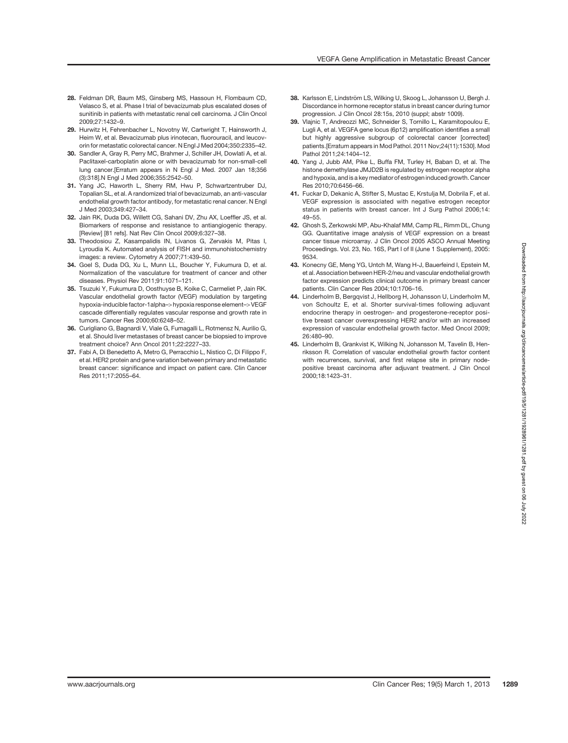28. Feldman DR, Baum MS, Ginsberg MS, Hassoun H, Flombaum CD, Velasco S, et al. Phase I trial of bevacizumab plus escalated doses of sunitinib in patients with metastatic renal cell carcinoma. J Clin Oncol 2009;27:1432–9.
29. Hurwitz H, Fehrenbacher L, Novotny W, Cartwright T, Hainsworth J, Heim W, et al. Bevacizumab plus irinotecan, fluorouracil, and leucovorin for metastatic colorectal cancer. N Engl J Med 2004;350:2335–42.
30. Sandler A, Gray R, Perry MC, Brahmer J, Schiller JH, Dowlati A, et al. Paclitaxel-carboplatin alone or with bevacizumab for non-small-cell lung cancer.[Erratum appears in N Engl J Med. 2007 Jan 18;356 (3):318].N Engl J Med 2006;355:2542–50.
31. Yang JC, Haworth L, Sherry RM, Hwu P, Schwartzentruber DJ, Topalian SL, et al. A randomized trial of bevacizumab, an anti-vascular endothelial growth factor antibody, for metastatic renal cancer. N Engl J Med 2003;349:427–34.
32. Jain RK, Duda DG, Willett CG, Sahani DV, Zhu AX, Loeffler JS, et al. Biomarkers of response and resistance to antiangiogenic therapy. [Review] [81 refs]. Nat Rev Clin Oncol 2009;6:327–38.
33. Theodosiou Z, Kasampalidis IN, Livanos G, Zervakis M, Pitas I, Lyroudia K. Automated analysis of FISH and immunohistochemistry images: a review. Cytometry A 2007;71:439–50.
34. Goel S, Duda DG, Xu L, Munn LL, Boucher Y, Fukumura D, et al. Normalization of the vasculature for treatment of cancer and other diseases. Physiol Rev 2011;91:1071–121.
35. Tsuzuki Y, Fukumura D, Oosthuyse B, Koike C, Carmeliet P, Jain RK. Vascular endothelial growth factor (VEGF) modulation by targeting hypoxia-inducible factor-1alpha–> hypoxia response element–> VEGF cascade differentially regulates vascular response and growth rate in tumors. Cancer Res 2000;60:6248–52.
36. Curigliano G, Bagnardi V, Viale G, Fumagalli L, Rotmensz N, Aurilio G, et al. Should liver metastases of breast cancer be biopsied to improve treatment choice? Ann Oncol 2011;22:2227–33.
37. Fabi A, Di Benedetto A, Metro G, Perracchio L, Nistico C, Di Filippo F, et al. HER2 protein and gene variation between primary and metastatic breast cancer: significance and impact on patient care. Clin Cancer Res 2011;17:2055–64.
38. Karlsson E, Lindström LS, Wilking U, Skoog L, Johansson U, Bergh J. Discordance in hormone receptor status in breast cancer during tumor progression. J Clin Oncol 28:15s, 2010 (suppl; abstr 1009).
39. Vlajnic T, Andreozzi MC, Schneider S, Tornillo L, Karamitopoulou E, Lugli A, et al. VEGFA gene locus (6p12) amplification identifies a small but highly aggressive subgroup of colorectal cancer [corrected] patients.[Erratum appears in Mod Pathol. 2011 Nov;24(11):1530]. Mod Pathol 2011;24:1404–12.
40. Yang J, Jubb AM, Pike L, Buffa FM, Turley H, Baban D, et al. The histone demethylase JMJD2B is regulated by estrogen receptor alpha and hypoxia, and is a key mediator of estrogen induced growth. Cancer Res 2010;70:6456–66.
41. Fuckar D, Dekanic A, Stifter S, Mustac E, Krstulja M, Dobrila F, et al. VEGF expression is associated with negative estrogen receptor status in patients with breast cancer. Int J Surg Pathol 2006;14: 49–55.
42. Ghosh S, Zerkowski MP, Abu-Khalaf MM, Camp RL, Rimm DL, Chung GG. Quantitative image analysis of VEGF expression on a breast cancer tissue microarray. J Clin Oncol 2005 ASCO Annual Meeting Proceedings. Vol. 23, No. 16S, Part I of II (June 1 Supplement), 2005: 9534.
43. Konecny GE, Meng YG, Untch M, Wang H-J, Bauerfeind I, Epstein M, et al. Association between HER-2/neu and vascular endothelial growth factor expression predicts clinical outcome in primary breast cancer patients. Clin Cancer Res 2004;10:1706–16.
44. Linderholm B, Bergqvist J, Hellborg H, Johansson U, Linderholm M, von Schoultz E, et al. Shorter survival-times following adjuvant endocrine therapy in oestrogen- and progesterone-receptor positive breast cancer overexpressing HER2 and/or with an increased expression of vascular endothelial growth factor. Med Oncol 2009; 26:480–90.
45. Linderholm B, Grankvist K, Wilking N, Johansson M, Tavelin B, Henriksson R. Correlation of vascular endothelial growth factor content with recurrences, survival, and first relapse site in primary node-positive breast carcinoma after adjuvant treatment. J Clin Oncol 2000;18:1423–31.